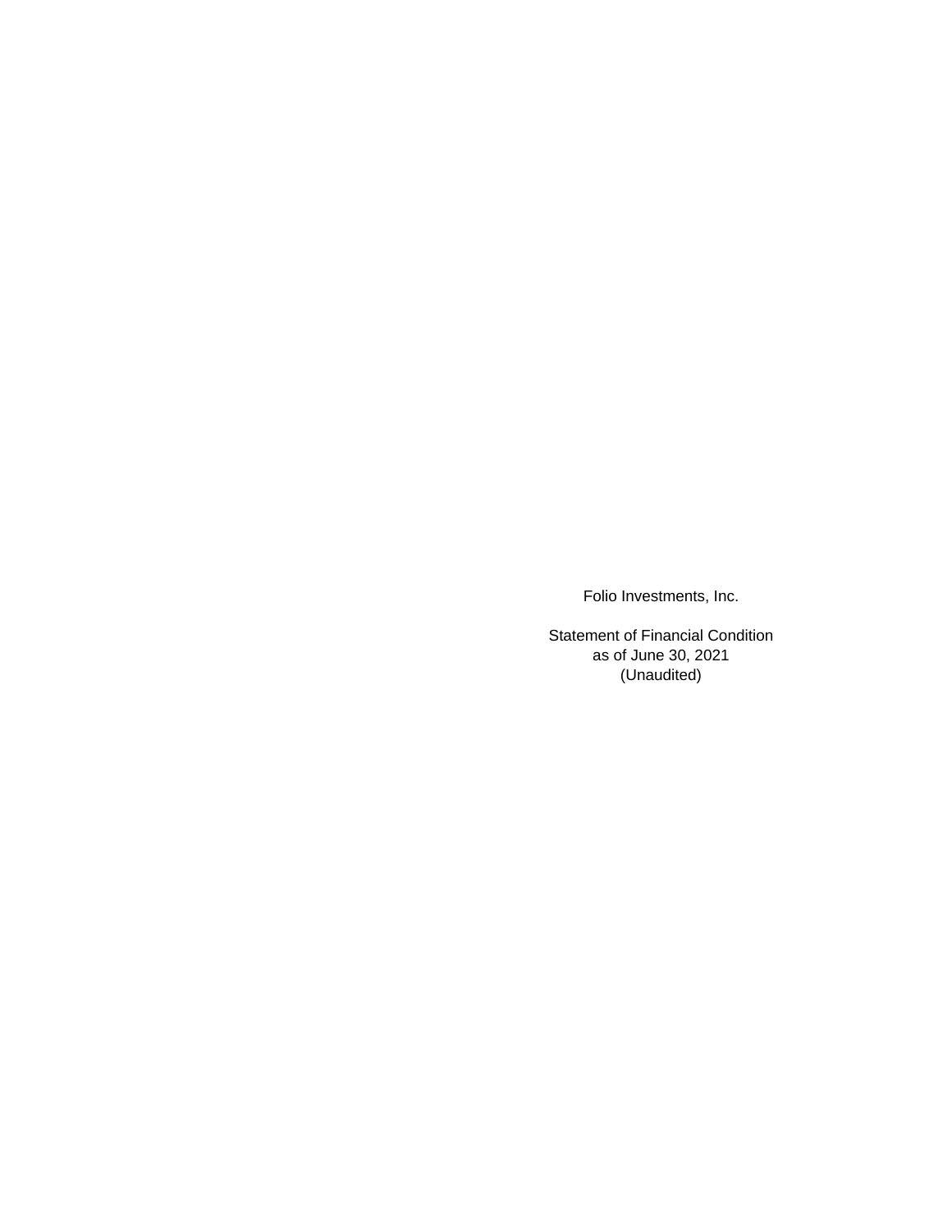Folio Investments, Inc.

Statement of Financial Condition
as of June 30, 2021
(Unaudited)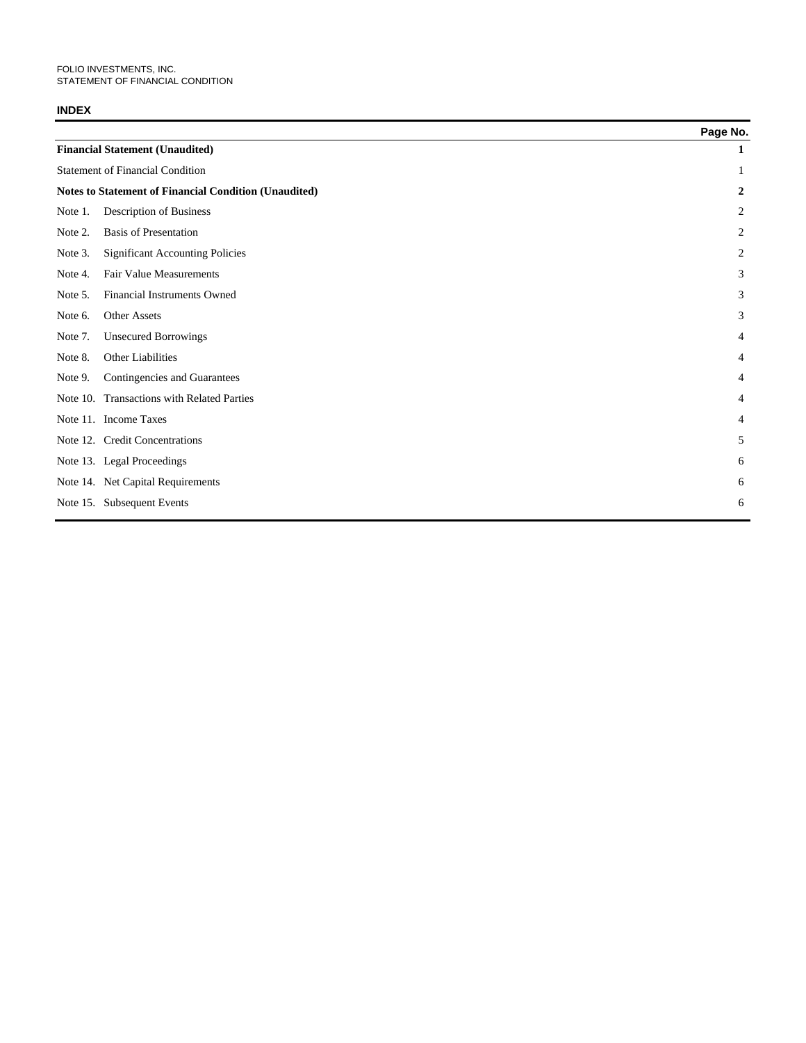FOLIO INVESTMENTS, INC.
STATEMENT OF FINANCIAL CONDITION

## INDEX

| | | Page No. |
|---|---|---|
| **Financial Statement (Unaudited)** | | **1** |
| Statement of Financial Condition | | 1 |
| **Notes to Statement of Financial Condition (Unaudited)** | | **2** |
| Note 1. | Description of Business | 2 |
| Note 2. | Basis of Presentation | 2 |
| Note 3. | Significant Accounting Policies | 2 |
| Note 4. | Fair Value Measurements | 3 |
| Note 5. | Financial Instruments Owned | 3 |
| Note 6. | Other Assets | 3 |
| Note 7. | Unsecured Borrowings | 4 |
| Note 8. | Other Liabilities | 4 |
| Note 9. | Contingencies and Guarantees | 4 |
| Note 10. | Transactions with Related Parties | 4 |
| Note 11. | Income Taxes | 4 |
| Note 12. | Credit Concentrations | 5 |
| Note 13. | Legal Proceedings | 6 |
| Note 14. | Net Capital Requirements | 6 |
| Note 15. | Subsequent Events | 6 |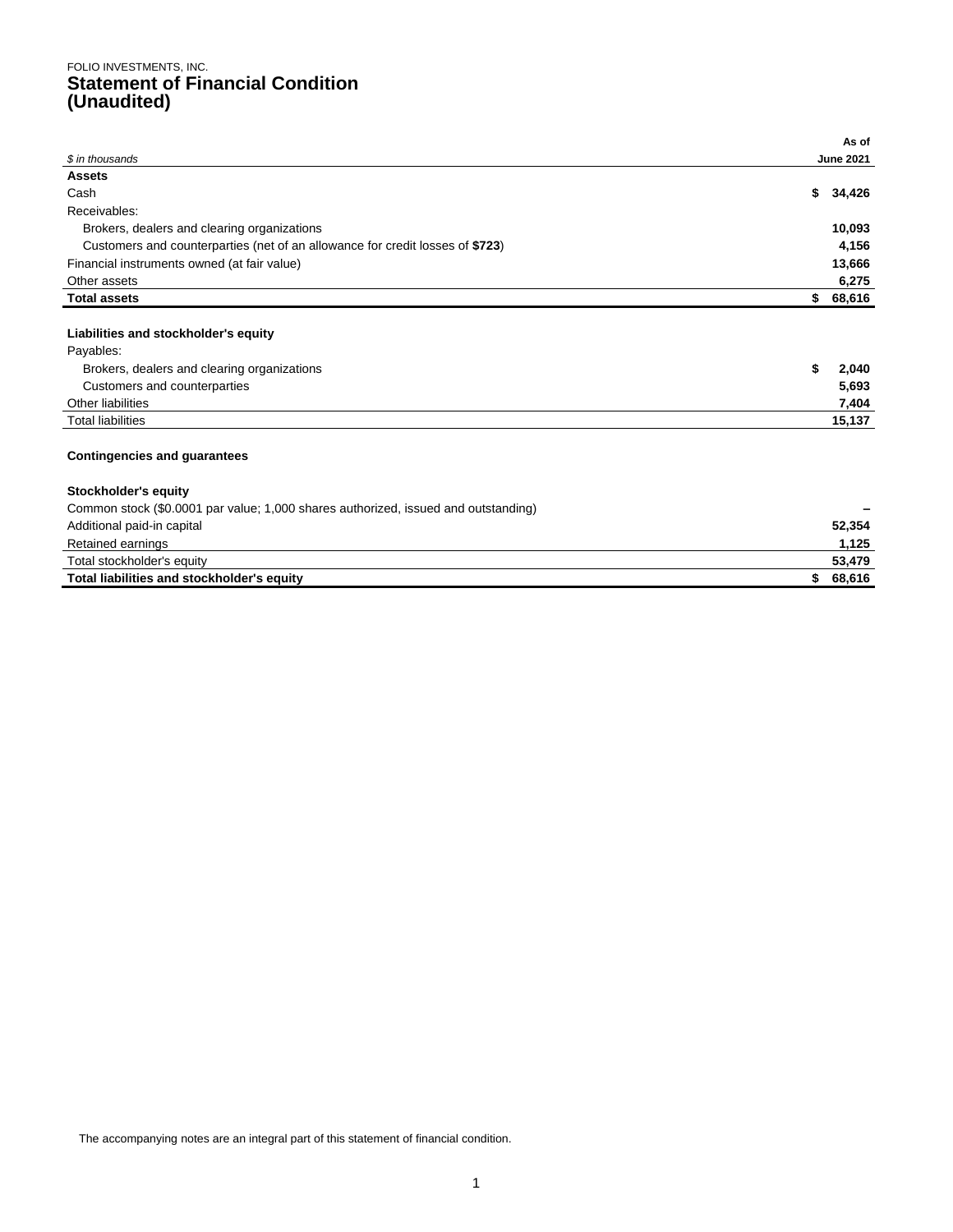FOLIO INVESTMENTS, INC.

# Statement of Financial Condition
# (Unaudited)

| *$ in thousands* | As of June 2021 |
|---|---|
| **Assets** | |
| Cash | **$ 34,426** |
| Receivables: | |
| Brokers, dealers and clearing organizations | **10,093** |
| Customers and counterparties (net of an allowance for credit losses of **$723**) | **4,156** |
| Financial instruments owned (at fair value) | **13,666** |
| Other assets | **6,275** |
| **Total assets** | **$ 68,616** |
| | |
| **Liabilities and stockholder's equity** | |
| Payables: | |
| Brokers, dealers and clearing organizations | **$ 2,040** |
| Customers and counterparties | **5,693** |
| Other liabilities | **7,404** |
| Total liabilities | **15,137** |
| | |
| **Contingencies and guarantees** | |
| | |
| **Stockholder's equity** | |
| Common stock ($0.0001 par value; 1,000 shares authorized, issued and outstanding) | **–** |
| Additional paid-in capital | **52,354** |
| Retained earnings | **1,125** |
| Total stockholder's equity | **53,479** |
| **Total liabilities and stockholder's equity** | **$ 68,616** |

The accompanying notes are an integral part of this statement of financial condition.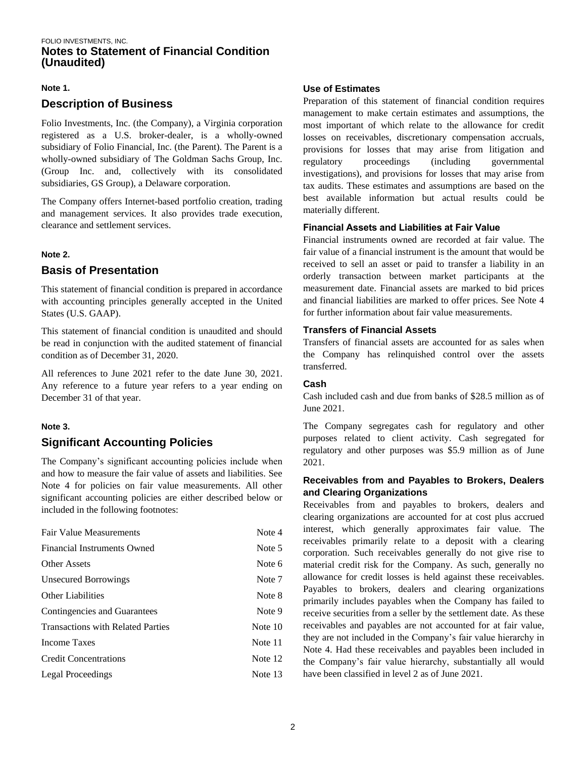## Note 1.

## Description of Business

Folio Investments, Inc. (the Company), a Virginia corporation registered as a U.S. broker-dealer, is a wholly-owned subsidiary of Folio Financial, Inc. (the Parent). The Parent is a wholly-owned subsidiary of The Goldman Sachs Group, Inc. (Group Inc. and, collectively with its consolidated subsidiaries, GS Group), a Delaware corporation.

The Company offers Internet-based portfolio creation, trading and management services. It also provides trade execution, clearance and settlement services.

## Note 2.

## Basis of Presentation

This statement of financial condition is prepared in accordance with accounting principles generally accepted in the United States (U.S. GAAP).

This statement of financial condition is unaudited and should be read in conjunction with the audited statement of financial condition as of December 31, 2020.

All references to June 2021 refer to the date June 30, 2021. Any reference to a future year refers to a year ending on December 31 of that year.

## Note 3.

## Significant Accounting Policies

The Company's significant accounting policies include when and how to measure the fair value of assets and liabilities. See Note 4 for policies on fair value measurements. All other significant accounting policies are either described below or included in the following footnotes:

| | |
|---|---|
| Fair Value Measurements | Note 4 |
| Financial Instruments Owned | Note 5 |
| Other Assets | Note 6 |
| Unsecured Borrowings | Note 7 |
| Other Liabilities | Note 8 |
| Contingencies and Guarantees | Note 9 |
| Transactions with Related Parties | Note 10 |
| Income Taxes | Note 11 |
| Credit Concentrations | Note 12 |
| Legal Proceedings | Note 13 |

### Use of Estimates

Preparation of this statement of financial condition requires management to make certain estimates and assumptions, the most important of which relate to the allowance for credit losses on receivables, discretionary compensation accruals, provisions for losses that may arise from litigation and regulatory proceedings (including governmental investigations), and provisions for losses that may arise from tax audits. These estimates and assumptions are based on the best available information but actual results could be materially different.

### Financial Assets and Liabilities at Fair Value

Financial instruments owned are recorded at fair value. The fair value of a financial instrument is the amount that would be received to sell an asset or paid to transfer a liability in an orderly transaction between market participants at the measurement date. Financial assets are marked to bid prices and financial liabilities are marked to offer prices. See Note 4 for further information about fair value measurements.

### Transfers of Financial Assets

Transfers of financial assets are accounted for as sales when the Company has relinquished control over the assets transferred.

### Cash

Cash included cash and due from banks of $28.5 million as of June 2021.

The Company segregates cash for regulatory and other purposes related to client activity. Cash segregated for regulatory and other purposes was $5.9 million as of June 2021.

### Receivables from and Payables to Brokers, Dealers and Clearing Organizations

Receivables from and payables to brokers, dealers and clearing organizations are accounted for at cost plus accrued interest, which generally approximates fair value. The receivables primarily relate to a deposit with a clearing corporation. Such receivables generally do not give rise to material credit risk for the Company. As such, generally no allowance for credit losses is held against these receivables. Payables to brokers, dealers and clearing organizations primarily includes payables when the Company has failed to receive securities from a seller by the settlement date. As these receivables and payables are not accounted for at fair value, they are not included in the Company's fair value hierarchy in Note 4. Had these receivables and payables been included in the Company's fair value hierarchy, substantially all would have been classified in level 2 as of June 2021.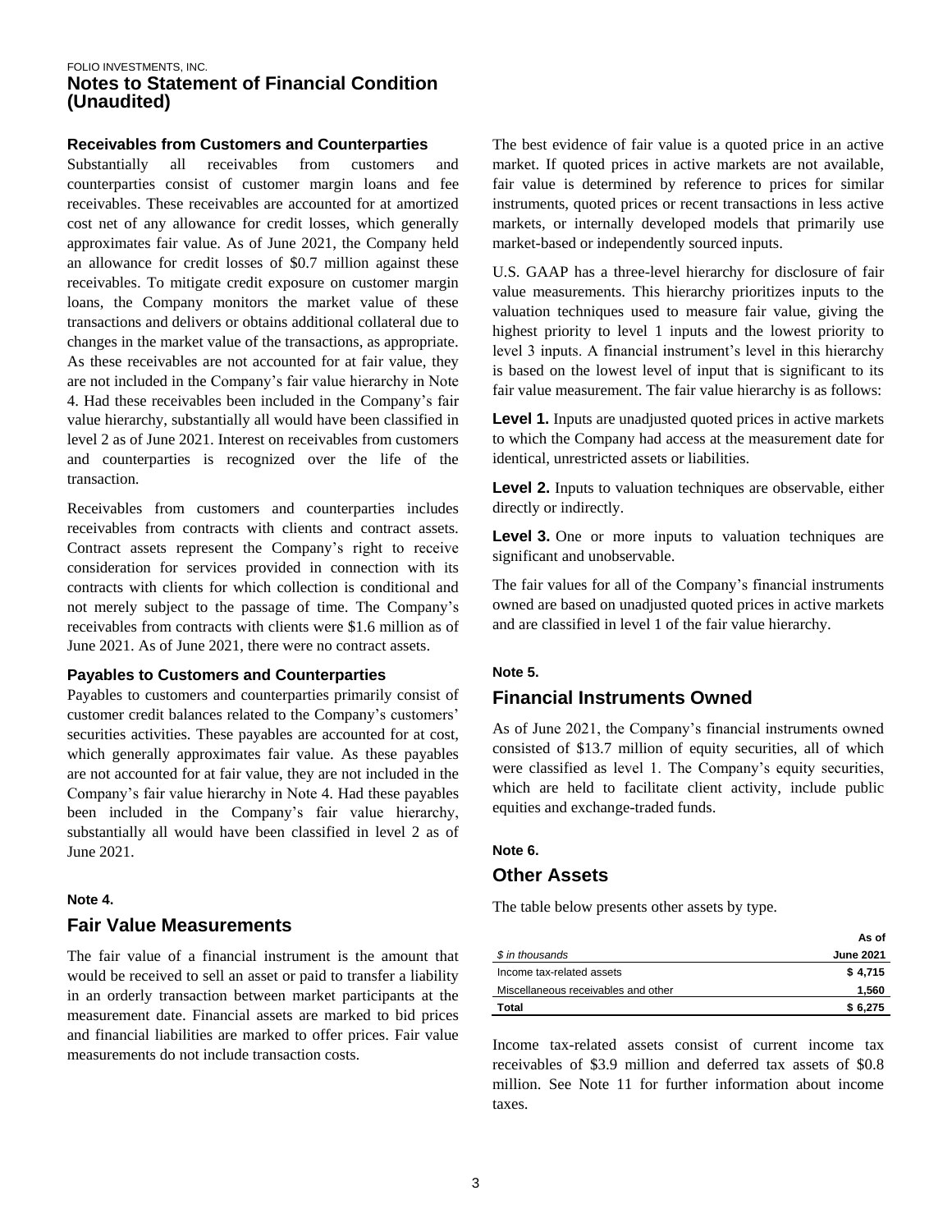### Receivables from Customers and Counterparties

Substantially all receivables from customers and counterparties consist of customer margin loans and fee receivables. These receivables are accounted for at amortized cost net of any allowance for credit losses, which generally approximates fair value. As of June 2021, the Company held an allowance for credit losses of $0.7 million against these receivables. To mitigate credit exposure on customer margin loans, the Company monitors the market value of these transactions and delivers or obtains additional collateral due to changes in the market value of the transactions, as appropriate. As these receivables are not accounted for at fair value, they are not included in the Company's fair value hierarchy in Note 4. Had these receivables been included in the Company's fair value hierarchy, substantially all would have been classified in level 2 as of June 2021. Interest on receivables from customers and counterparties is recognized over the life of the transaction.

Receivables from customers and counterparties includes receivables from contracts with clients and contract assets. Contract assets represent the Company's right to receive consideration for services provided in connection with its contracts with clients for which collection is conditional and not merely subject to the passage of time. The Company's receivables from contracts with clients were $1.6 million as of June 2021. As of June 2021, there were no contract assets.

### Payables to Customers and Counterparties

Payables to customers and counterparties primarily consist of customer credit balances related to the Company's customers' securities activities. These payables are accounted for at cost, which generally approximates fair value. As these payables are not accounted for at fair value, they are not included in the Company's fair value hierarchy in Note 4. Had these payables been included in the Company's fair value hierarchy, substantially all would have been classified in level 2 as of June 2021.

**Note 4.**

## Fair Value Measurements

The fair value of a financial instrument is the amount that would be received to sell an asset or paid to transfer a liability in an orderly transaction between market participants at the measurement date. Financial assets are marked to bid prices and financial liabilities are marked to offer prices. Fair value measurements do not include transaction costs.

The best evidence of fair value is a quoted price in an active market. If quoted prices in active markets are not available, fair value is determined by reference to prices for similar instruments, quoted prices or recent transactions in less active markets, or internally developed models that primarily use market-based or independently sourced inputs.

U.S. GAAP has a three-level hierarchy for disclosure of fair value measurements. This hierarchy prioritizes inputs to the valuation techniques used to measure fair value, giving the highest priority to level 1 inputs and the lowest priority to level 3 inputs. A financial instrument's level in this hierarchy is based on the lowest level of input that is significant to its fair value measurement. The fair value hierarchy is as follows:

**Level 1.** Inputs are unadjusted quoted prices in active markets to which the Company had access at the measurement date for identical, unrestricted assets or liabilities.

**Level 2.** Inputs to valuation techniques are observable, either directly or indirectly.

**Level 3.** One or more inputs to valuation techniques are significant and unobservable.

The fair values for all of the Company's financial instruments owned are based on unadjusted quoted prices in active markets and are classified in level 1 of the fair value hierarchy.

**Note 5.**

## Financial Instruments Owned

As of June 2021, the Company's financial instruments owned consisted of $13.7 million of equity securities, all of which were classified as level 1. The Company's equity securities, which are held to facilitate client activity, include public equities and exchange-traded funds.

**Note 6.**

## Other Assets

The table below presents other assets by type.

| *$ in thousands* | As of June 2021 |
|---|---|
| Income tax-related assets | $ 4,715 |
| Miscellaneous receivables and other | 1,560 |
| **Total** | **$ 6,275** |

Income tax-related assets consist of current income tax receivables of $3.9 million and deferred tax assets of $0.8 million. See Note 11 for further information about income taxes.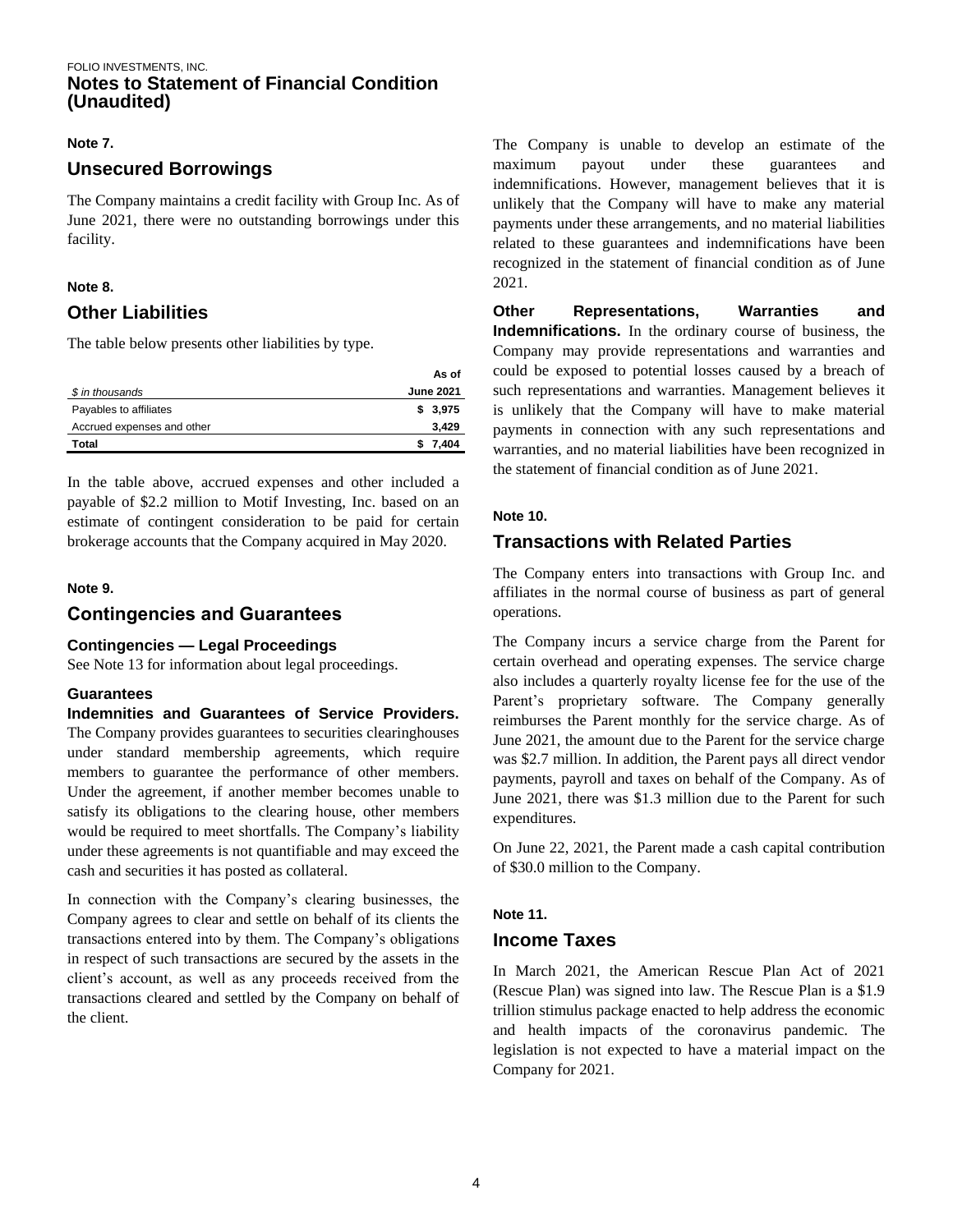## Note 7.

## Unsecured Borrowings

The Company maintains a credit facility with Group Inc. As of June 2021, there were no outstanding borrowings under this facility.

## Note 8.

## Other Liabilities

The table below presents other liabilities by type.

| *$ in thousands* | As of June 2021 |
|---|---|
| Payables to affiliates | $ 3,975 |
| Accrued expenses and other | 3,429 |
| **Total** | **$ 7,404** |

In the table above, accrued expenses and other included a payable of $2.2 million to Motif Investing, Inc. based on an estimate of contingent consideration to be paid for certain brokerage accounts that the Company acquired in May 2020.

## Note 9.

## Contingencies and Guarantees

### Contingencies — Legal Proceedings

See Note 13 for information about legal proceedings.

### Guarantees

**Indemnities and Guarantees of Service Providers.** The Company provides guarantees to securities clearinghouses under standard membership agreements, which require members to guarantee the performance of other members. Under the agreement, if another member becomes unable to satisfy its obligations to the clearing house, other members would be required to meet shortfalls. The Company's liability under these agreements is not quantifiable and may exceed the cash and securities it has posted as collateral.

In connection with the Company's clearing businesses, the Company agrees to clear and settle on behalf of its clients the transactions entered into by them. The Company's obligations in respect of such transactions are secured by the assets in the client's account, as well as any proceeds received from the transactions cleared and settled by the Company on behalf of the client.

The Company is unable to develop an estimate of the maximum payout under these guarantees and indemnifications. However, management believes that it is unlikely that the Company will have to make any material payments under these arrangements, and no material liabilities related to these guarantees and indemnifications have been recognized in the statement of financial condition as of June 2021.

**Other Representations, Warranties and Indemnifications.** In the ordinary course of business, the Company may provide representations and warranties and could be exposed to potential losses caused by a breach of such representations and warranties. Management believes it is unlikely that the Company will have to make material payments in connection with any such representations and warranties, and no material liabilities have been recognized in the statement of financial condition as of June 2021.

## Note 10.

## Transactions with Related Parties

The Company enters into transactions with Group Inc. and affiliates in the normal course of business as part of general operations.

The Company incurs a service charge from the Parent for certain overhead and operating expenses. The service charge also includes a quarterly royalty license fee for the use of the Parent's proprietary software. The Company generally reimburses the Parent monthly for the service charge. As of June 2021, the amount due to the Parent for the service charge was $2.7 million. In addition, the Parent pays all direct vendor payments, payroll and taxes on behalf of the Company. As of June 2021, there was $1.3 million due to the Parent for such expenditures.

On June 22, 2021, the Parent made a cash capital contribution of $30.0 million to the Company.

## Note 11.

## Income Taxes

In March 2021, the American Rescue Plan Act of 2021 (Rescue Plan) was signed into law. The Rescue Plan is a $1.9 trillion stimulus package enacted to help address the economic and health impacts of the coronavirus pandemic. The legislation is not expected to have a material impact on the Company for 2021.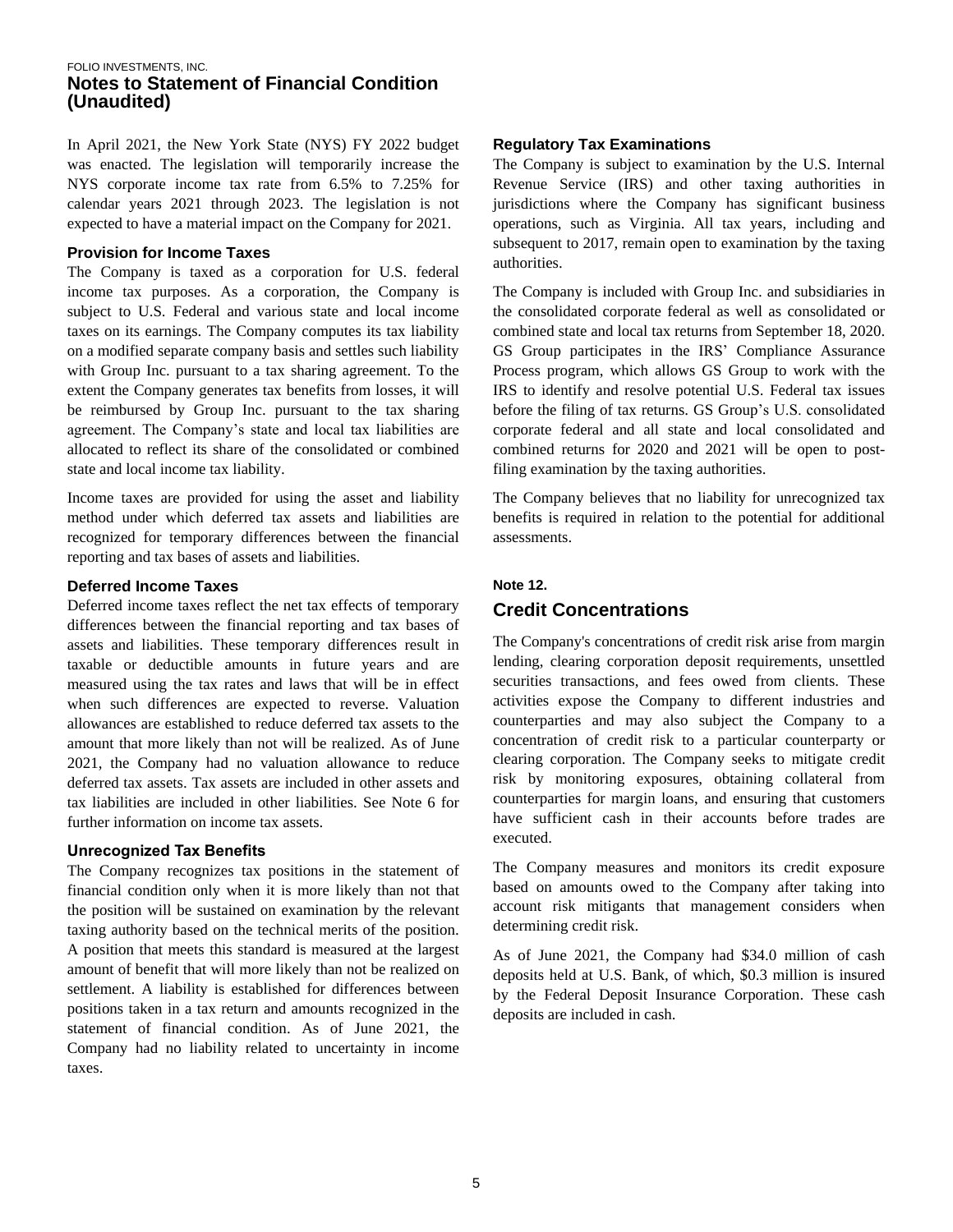In April 2021, the New York State (NYS) FY 2022 budget was enacted. The legislation will temporarily increase the NYS corporate income tax rate from 6.5% to 7.25% for calendar years 2021 through 2023. The legislation is not expected to have a material impact on the Company for 2021.

### Provision for Income Taxes

The Company is taxed as a corporation for U.S. federal income tax purposes. As a corporation, the Company is subject to U.S. Federal and various state and local income taxes on its earnings. The Company computes its tax liability on a modified separate company basis and settles such liability with Group Inc. pursuant to a tax sharing agreement. To the extent the Company generates tax benefits from losses, it will be reimbursed by Group Inc. pursuant to the tax sharing agreement. The Company's state and local tax liabilities are allocated to reflect its share of the consolidated or combined state and local income tax liability.

Income taxes are provided for using the asset and liability method under which deferred tax assets and liabilities are recognized for temporary differences between the financial reporting and tax bases of assets and liabilities.

### Deferred Income Taxes

Deferred income taxes reflect the net tax effects of temporary differences between the financial reporting and tax bases of assets and liabilities. These temporary differences result in taxable or deductible amounts in future years and are measured using the tax rates and laws that will be in effect when such differences are expected to reverse. Valuation allowances are established to reduce deferred tax assets to the amount that more likely than not will be realized. As of June 2021, the Company had no valuation allowance to reduce deferred tax assets. Tax assets are included in other assets and tax liabilities are included in other liabilities. See Note 6 for further information on income tax assets.

### Unrecognized Tax Benefits

The Company recognizes tax positions in the statement of financial condition only when it is more likely than not that the position will be sustained on examination by the relevant taxing authority based on the technical merits of the position. A position that meets this standard is measured at the largest amount of benefit that will more likely than not be realized on settlement. A liability is established for differences between positions taken in a tax return and amounts recognized in the statement of financial condition. As of June 2021, the Company had no liability related to uncertainty in income taxes.

### Regulatory Tax Examinations

The Company is subject to examination by the U.S. Internal Revenue Service (IRS) and other taxing authorities in jurisdictions where the Company has significant business operations, such as Virginia. All tax years, including and subsequent to 2017, remain open to examination by the taxing authorities.

The Company is included with Group Inc. and subsidiaries in the consolidated corporate federal as well as consolidated or combined state and local tax returns from September 18, 2020. GS Group participates in the IRS' Compliance Assurance Process program, which allows GS Group to work with the IRS to identify and resolve potential U.S. Federal tax issues before the filing of tax returns. GS Group's U.S. consolidated corporate federal and all state and local consolidated and combined returns for 2020 and 2021 will be open to post-filing examination by the taxing authorities.

The Company believes that no liability for unrecognized tax benefits is required in relation to the potential for additional assessments.

**Note 12.**

## Credit Concentrations

The Company's concentrations of credit risk arise from margin lending, clearing corporation deposit requirements, unsettled securities transactions, and fees owed from clients. These activities expose the Company to different industries and counterparties and may also subject the Company to a concentration of credit risk to a particular counterparty or clearing corporation. The Company seeks to mitigate credit risk by monitoring exposures, obtaining collateral from counterparties for margin loans, and ensuring that customers have sufficient cash in their accounts before trades are executed.

The Company measures and monitors its credit exposure based on amounts owed to the Company after taking into account risk mitigants that management considers when determining credit risk.

As of June 2021, the Company had $34.0 million of cash deposits held at U.S. Bank, of which, $0.3 million is insured by the Federal Deposit Insurance Corporation. These cash deposits are included in cash.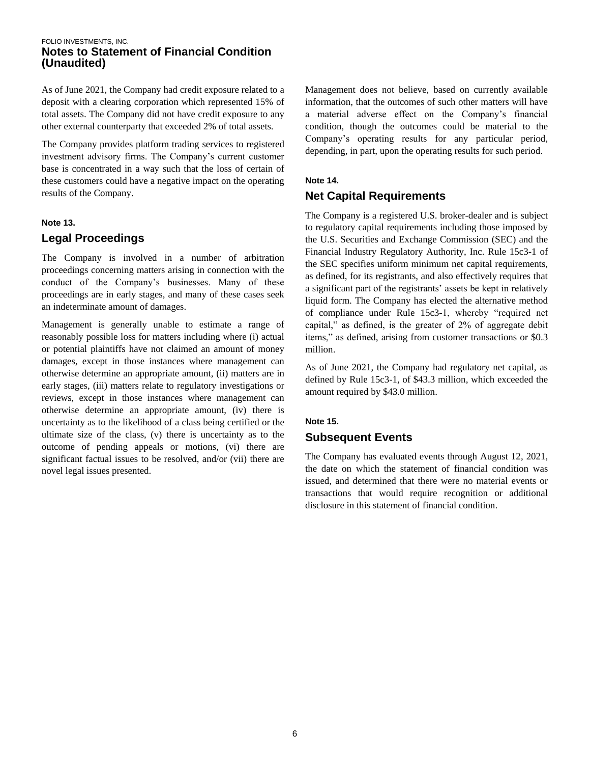As of June 2021, the Company had credit exposure related to a deposit with a clearing corporation which represented 15% of total assets. The Company did not have credit exposure to any other external counterparty that exceeded 2% of total assets.

The Company provides platform trading services to registered investment advisory firms. The Company's current customer base is concentrated in a way such that the loss of certain of these customers could have a negative impact on the operating results of the Company.

**Note 13.**

## Legal Proceedings

The Company is involved in a number of arbitration proceedings concerning matters arising in connection with the conduct of the Company's businesses. Many of these proceedings are in early stages, and many of these cases seek an indeterminate amount of damages.

Management is generally unable to estimate a range of reasonably possible loss for matters including where (i) actual or potential plaintiffs have not claimed an amount of money damages, except in those instances where management can otherwise determine an appropriate amount, (ii) matters are in early stages, (iii) matters relate to regulatory investigations or reviews, except in those instances where management can otherwise determine an appropriate amount, (iv) there is uncertainty as to the likelihood of a class being certified or the ultimate size of the class, (v) there is uncertainty as to the outcome of pending appeals or motions, (vi) there are significant factual issues to be resolved, and/or (vii) there are novel legal issues presented.

Management does not believe, based on currently available information, that the outcomes of such other matters will have a material adverse effect on the Company's financial condition, though the outcomes could be material to the Company's operating results for any particular period, depending, in part, upon the operating results for such period.

**Note 14.**

## Net Capital Requirements

The Company is a registered U.S. broker-dealer and is subject to regulatory capital requirements including those imposed by the U.S. Securities and Exchange Commission (SEC) and the Financial Industry Regulatory Authority, Inc. Rule 15c3-1 of the SEC specifies uniform minimum net capital requirements, as defined, for its registrants, and also effectively requires that a significant part of the registrants' assets be kept in relatively liquid form. The Company has elected the alternative method of compliance under Rule 15c3-1, whereby "required net capital," as defined, is the greater of 2% of aggregate debit items," as defined, arising from customer transactions or $0.3 million.

As of June 2021, the Company had regulatory net capital, as defined by Rule 15c3-1, of $43.3 million, which exceeded the amount required by $43.0 million.

**Note 15.**

## Subsequent Events

The Company has evaluated events through August 12, 2021, the date on which the statement of financial condition was issued, and determined that there were no material events or transactions that would require recognition or additional disclosure in this statement of financial condition.